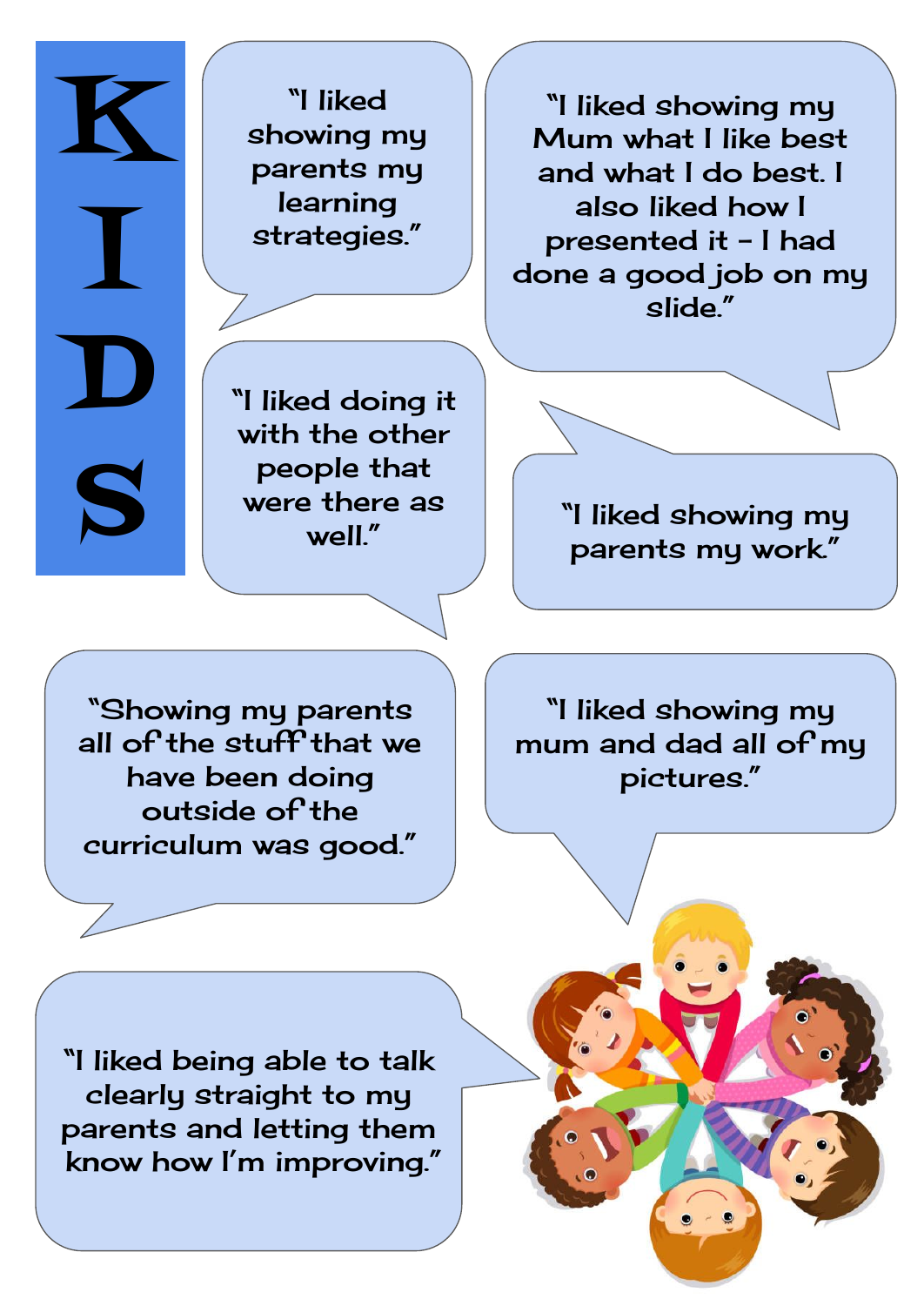# KIDS

"I liked showing my parents my learning strategies."

"I liked showing my Mum what I like best and what I do best. I also liked how I presented it – I had done a good job on my slide."

"I liked doing it with the other people that were there as well."

"I liked showing my parents my work."

"Showing my parents all of the stuff that we have been doing outside of the curriculum was good."

"I liked showing my mum and dad all of my pictures."

"I liked being able to talk clearly straight to my parents and letting them know how I'm improving."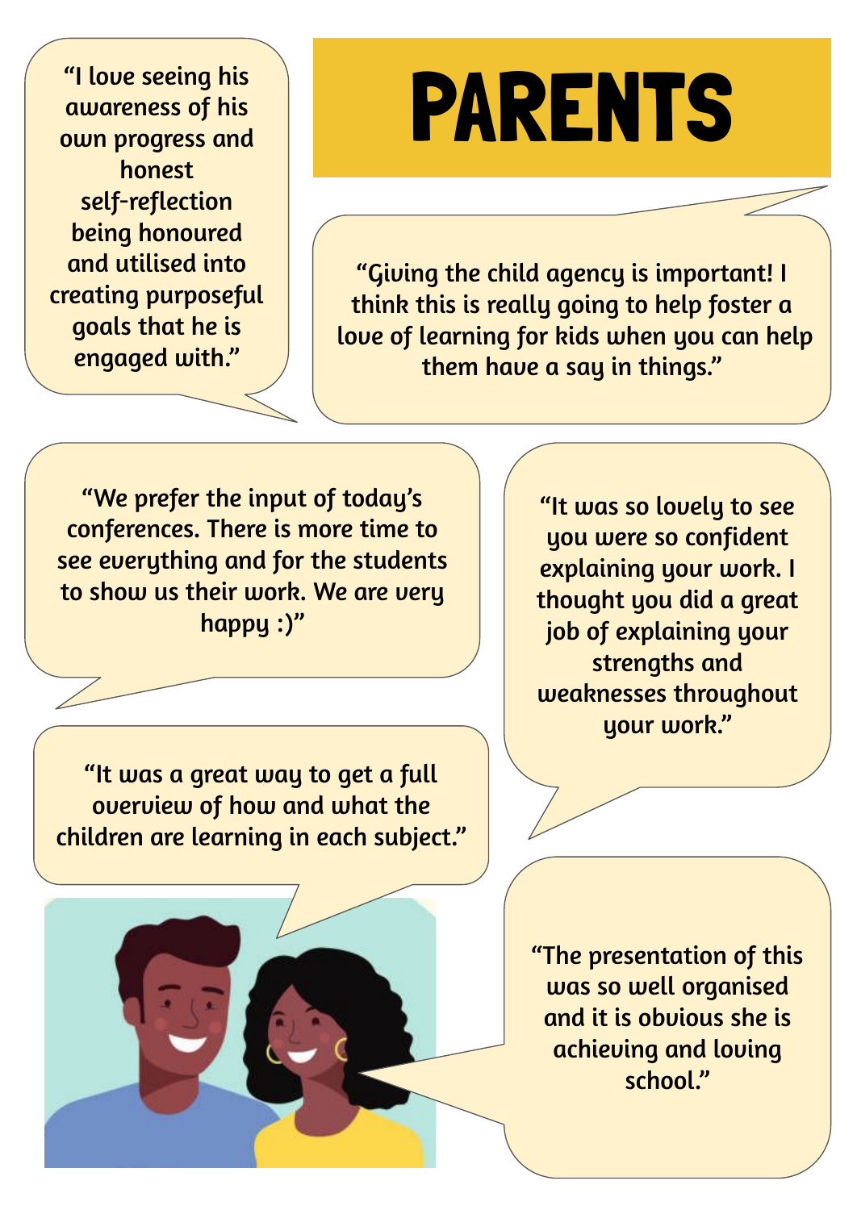# PARENTS

"I love seeing his awareness of his own progress and honest self-reflection being honoured and utilised into creating purposeful goals that he is engaged with."

"Giving the child agency is important! I think this is really going to help foster a love of learning for kids when you can help them have a say in things."

"We prefer the input of today's conferences. There is more time to see everything and for the students to show us their work. We are very happy :)"

"It was so lovely to see you were so confident explaining your work. I thought you did a great job of explaining your strengths and weaknesses throughout your work."

"It was a great way to get a full overview of how and what the children are learning in each subject."

"The presentation of this was so well organised and it is obvious she is achieving and loving school."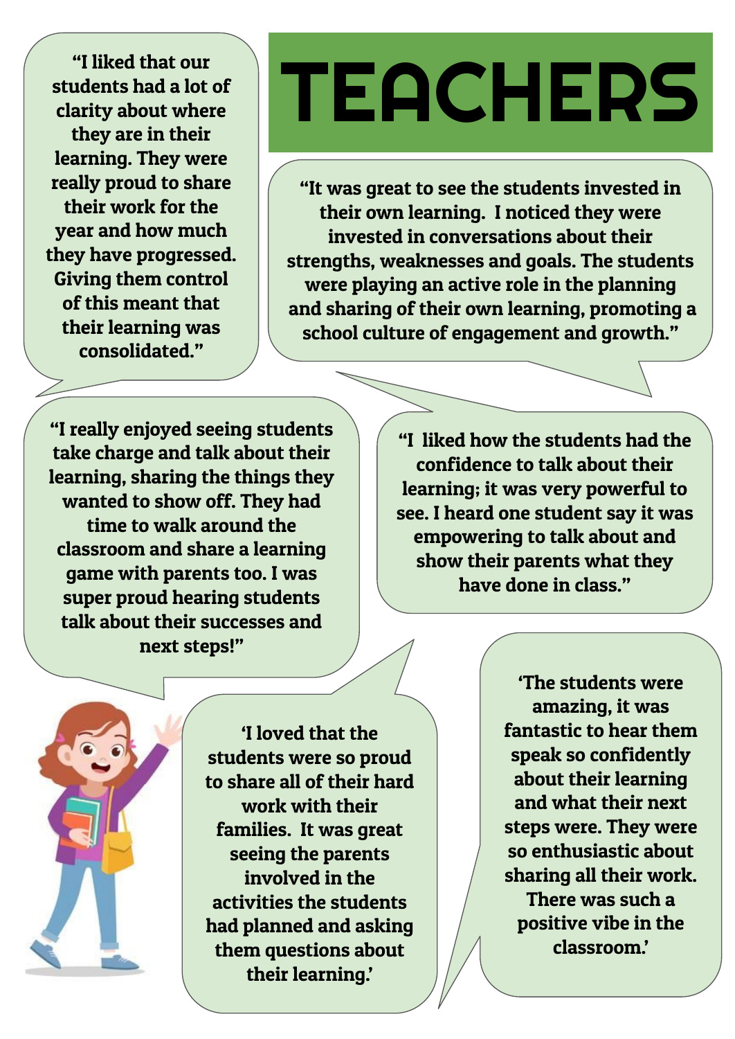# TEACHERS

"I liked that our students had a lot of clarity about where they are in their learning. They were really proud to share their work for the year and how much they have progressed. Giving them control of this meant that their learning was consolidated."

"It was great to see the students invested in their own learning. I noticed they were invested in conversations about their strengths, weaknesses and goals. The students were playing an active role in the planning and sharing of their own learning, promoting a school culture of engagement and growth."

"I really enjoyed seeing students take charge and talk about their learning, sharing the things they wanted to show off. They had time to walk around the classroom and share a learning game with parents too. I was super proud hearing students talk about their successes and next steps!"

"I liked how the students had the confidence to talk about their learning; it was very powerful to see. I heard one student say it was empowering to talk about and show their parents what they have done in class."

'I loved that the students were so proud to share all of their hard work with their families. It was great seeing the parents involved in the activities the students had planned and asking them questions about their learning.'

'The students were amazing, it was fantastic to hear them speak so confidently about their learning and what their next steps were. They were so enthusiastic about sharing all their work. There was such a positive vibe in the classroom.'